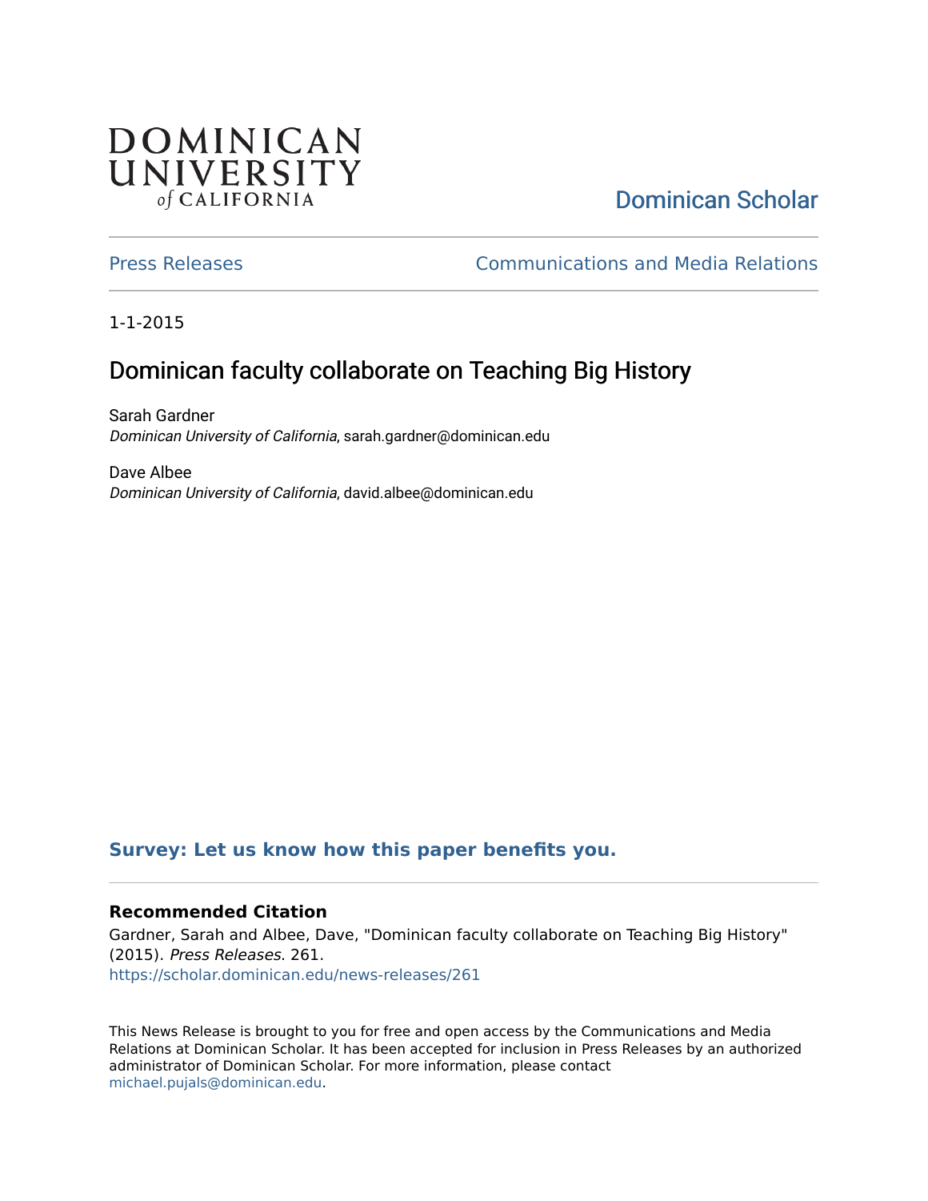DOMINICAN UNIVERSITY of CALIFORNIA

Dominican Scholar

Press Releases

Communications and Media Relations

1-1-2015

# Dominican faculty collaborate on Teaching Big History

Sarah Gardner
*Dominican University of California*, sarah.gardner@dominican.edu

Dave Albee
*Dominican University of California*, david.albee@dominican.edu

**Survey: Let us know how this paper benefits you.**

### Recommended Citation

Gardner, Sarah and Albee, Dave, "Dominican faculty collaborate on Teaching Big History" (2015). *Press Releases*. 261.
https://scholar.dominican.edu/news-releases/261

This News Release is brought to you for free and open access by the Communications and Media Relations at Dominican Scholar. It has been accepted for inclusion in Press Releases by an authorized administrator of Dominican Scholar. For more information, please contact michael.pujals@dominican.edu.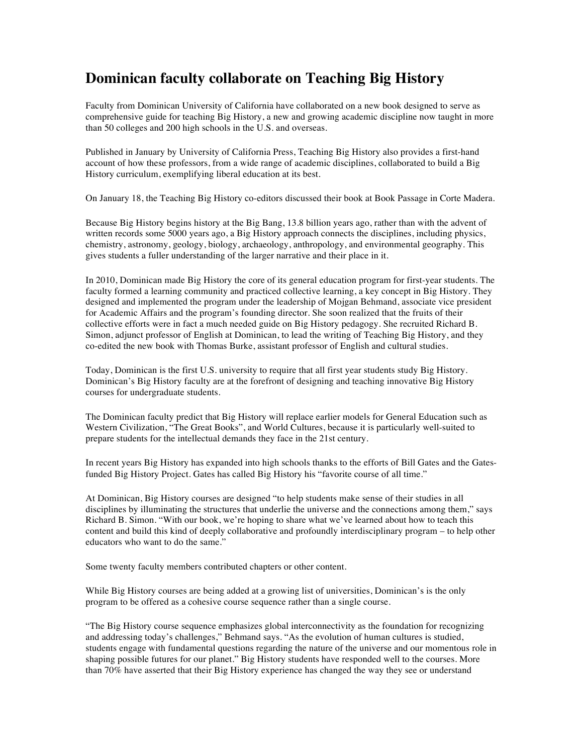# Dominican faculty collaborate on Teaching Big History

Faculty from Dominican University of California have collaborated on a new book designed to serve as comprehensive guide for teaching Big History, a new and growing academic discipline now taught in more than 50 colleges and 200 high schools in the U.S. and overseas.

Published in January by University of California Press, Teaching Big History also provides a first-hand account of how these professors, from a wide range of academic disciplines, collaborated to build a Big History curriculum, exemplifying liberal education at its best.

On January 18, the Teaching Big History co-editors discussed their book at Book Passage in Corte Madera.

Because Big History begins history at the Big Bang, 13.8 billion years ago, rather than with the advent of written records some 5000 years ago, a Big History approach connects the disciplines, including physics, chemistry, astronomy, geology, biology, archaeology, anthropology, and environmental geography. This gives students a fuller understanding of the larger narrative and their place in it.

In 2010, Dominican made Big History the core of its general education program for first-year students. The faculty formed a learning community and practiced collective learning, a key concept in Big History. They designed and implemented the program under the leadership of Mojgan Behmand, associate vice president for Academic Affairs and the program's founding director. She soon realized that the fruits of their collective efforts were in fact a much needed guide on Big History pedagogy. She recruited Richard B. Simon, adjunct professor of English at Dominican, to lead the writing of Teaching Big History, and they co-edited the new book with Thomas Burke, assistant professor of English and cultural studies.

Today, Dominican is the first U.S. university to require that all first year students study Big History. Dominican's Big History faculty are at the forefront of designing and teaching innovative Big History courses for undergraduate students.

The Dominican faculty predict that Big History will replace earlier models for General Education such as Western Civilization, "The Great Books", and World Cultures, because it is particularly well-suited to prepare students for the intellectual demands they face in the 21st century.

In recent years Big History has expanded into high schools thanks to the efforts of Bill Gates and the Gates-funded Big History Project. Gates has called Big History his "favorite course of all time."

At Dominican, Big History courses are designed "to help students make sense of their studies in all disciplines by illuminating the structures that underlie the universe and the connections among them," says Richard B. Simon. "With our book, we're hoping to share what we've learned about how to teach this content and build this kind of deeply collaborative and profoundly interdisciplinary program – to help other educators who want to do the same."

Some twenty faculty members contributed chapters or other content.

While Big History courses are being added at a growing list of universities, Dominican's is the only program to be offered as a cohesive course sequence rather than a single course.

"The Big History course sequence emphasizes global interconnectivity as the foundation for recognizing and addressing today's challenges," Behmand says. "As the evolution of human cultures is studied, students engage with fundamental questions regarding the nature of the universe and our momentous role in shaping possible futures for our planet." Big History students have responded well to the courses. More than 70% have asserted that their Big History experience has changed the way they see or understand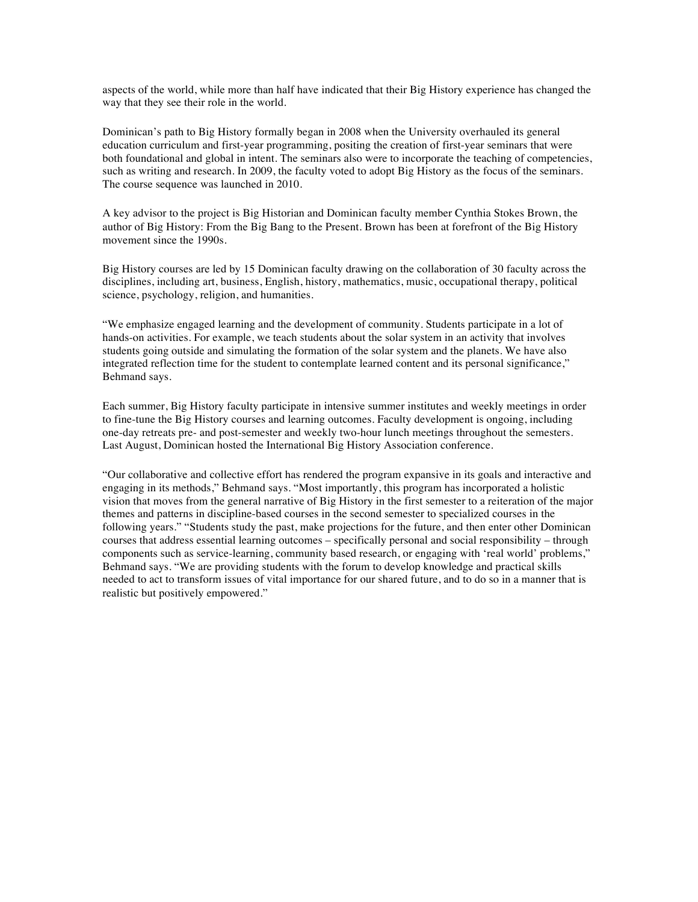aspects of the world, while more than half have indicated that their Big History experience has changed the way that they see their role in the world.

Dominican's path to Big History formally began in 2008 when the University overhauled its general education curriculum and first-year programming, positing the creation of first-year seminars that were both foundational and global in intent. The seminars also were to incorporate the teaching of competencies, such as writing and research. In 2009, the faculty voted to adopt Big History as the focus of the seminars. The course sequence was launched in 2010.

A key advisor to the project is Big Historian and Dominican faculty member Cynthia Stokes Brown, the author of Big History: From the Big Bang to the Present. Brown has been at forefront of the Big History movement since the 1990s.

Big History courses are led by 15 Dominican faculty drawing on the collaboration of 30 faculty across the disciplines, including art, business, English, history, mathematics, music, occupational therapy, political science, psychology, religion, and humanities.

"We emphasize engaged learning and the development of community. Students participate in a lot of hands-on activities. For example, we teach students about the solar system in an activity that involves students going outside and simulating the formation of the solar system and the planets. We have also integrated reflection time for the student to contemplate learned content and its personal significance," Behmand says.

Each summer, Big History faculty participate in intensive summer institutes and weekly meetings in order to fine-tune the Big History courses and learning outcomes. Faculty development is ongoing, including one-day retreats pre- and post-semester and weekly two-hour lunch meetings throughout the semesters. Last August, Dominican hosted the International Big History Association conference.

"Our collaborative and collective effort has rendered the program expansive in its goals and interactive and engaging in its methods," Behmand says. "Most importantly, this program has incorporated a holistic vision that moves from the general narrative of Big History in the first semester to a reiteration of the major themes and patterns in discipline-based courses in the second semester to specialized courses in the following years." "Students study the past, make projections for the future, and then enter other Dominican courses that address essential learning outcomes – specifically personal and social responsibility – through components such as service-learning, community based research, or engaging with 'real world' problems," Behmand says. "We are providing students with the forum to develop knowledge and practical skills needed to act to transform issues of vital importance for our shared future, and to do so in a manner that is realistic but positively empowered."